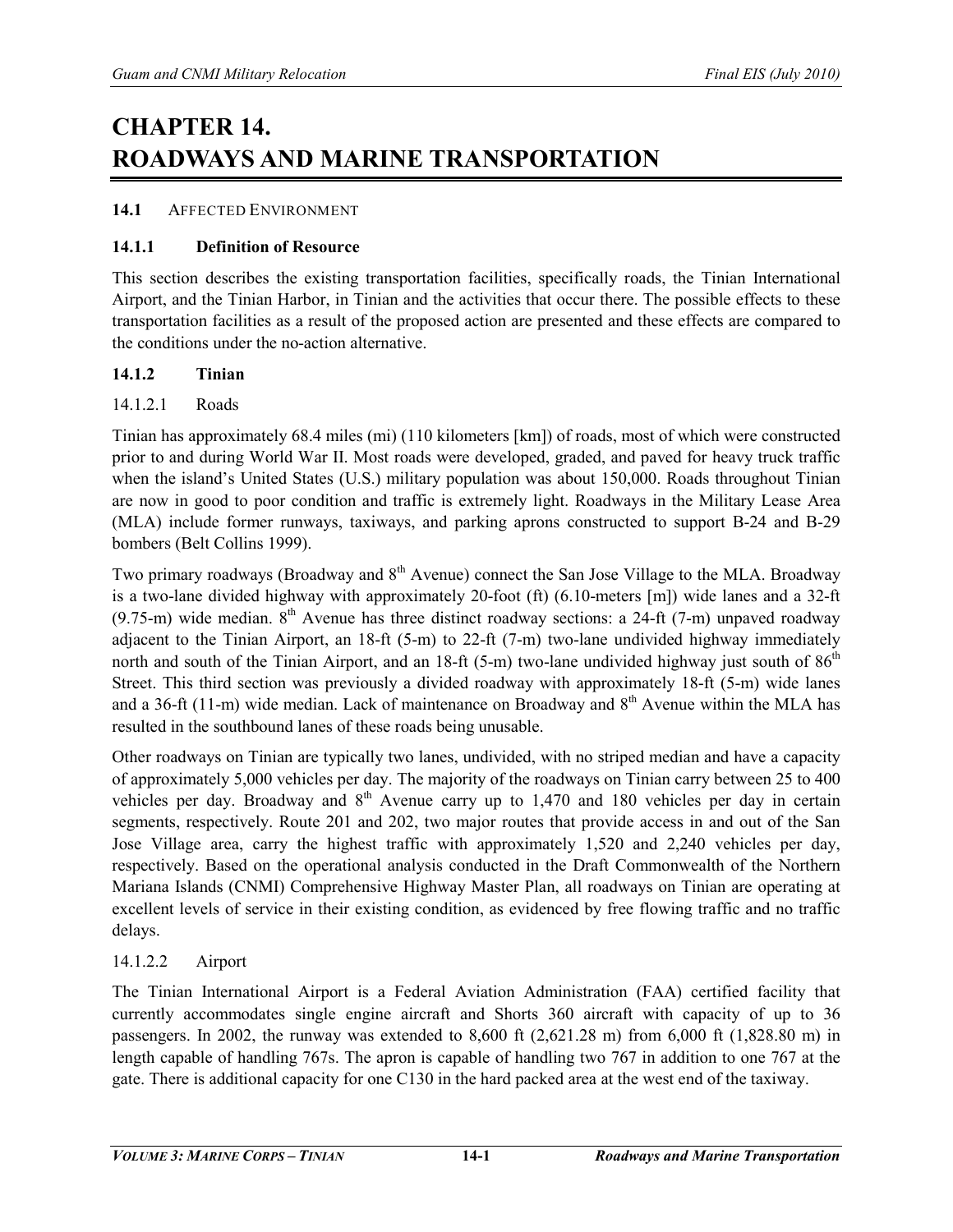# CHAPTER 14. ROADWAYS AND MARINE TRANSPORTATION

## 14.1 AFFECTED ENVIRONMENT

### 14.1.1 Definition of Resource

This section describes the existing transportation facilities, specifically roads, the Tinian International Airport, and the Tinian Harbor, in Tinian and the activities that occur there. The possible effects to these transportation facilities as a result of the proposed action are presented and these effects are compared to the conditions under the no-action alternative.

### 14.1.2 Tinian

#### 14.1.2.1 Roads

Tinian has approximately 68.4 miles (mi) (110 kilometers [km]) of roads, most of which were constructed prior to and during World War II. Most roads were developed, graded, and paved for heavy truck traffic when the island's United States (U.S.) military population was about 150,000. Roads throughout Tinian are now in good to poor condition and traffic is extremely light. Roadways in the Military Lease Area (MLA) include former runways, taxiways, and parking aprons constructed to support B-24 and B-29 bombers (Belt Collins 1999).

Two primary roadways (Broadway and 8th Avenue) connect the San Jose Village to the MLA. Broadway is a two-lane divided highway with approximately 20-foot (ft) (6.10-meters [m]) wide lanes and a 32-ft (9.75-m) wide median. 8th Avenue has three distinct roadway sections: a 24-ft (7-m) unpaved roadway adjacent to the Tinian Airport, an 18-ft (5-m) to 22-ft (7-m) two-lane undivided highway immediately north and south of the Tinian Airport, and an 18-ft (5-m) two-lane undivided highway just south of 86th Street. This third section was previously a divided roadway with approximately 18-ft (5-m) wide lanes and a 36-ft (11-m) wide median. Lack of maintenance on Broadway and 8th Avenue within the MLA has resulted in the southbound lanes of these roads being unusable.

Other roadways on Tinian are typically two lanes, undivided, with no striped median and have a capacity of approximately 5,000 vehicles per day. The majority of the roadways on Tinian carry between 25 to 400 vehicles per day. Broadway and 8th Avenue carry up to 1,470 and 180 vehicles per day in certain segments, respectively. Route 201 and 202, two major routes that provide access in and out of the San Jose Village area, carry the highest traffic with approximately 1,520 and 2,240 vehicles per day, respectively. Based on the operational analysis conducted in the Draft Commonwealth of the Northern Mariana Islands (CNMI) Comprehensive Highway Master Plan, all roadways on Tinian are operating at excellent levels of service in their existing condition, as evidenced by free flowing traffic and no traffic delays.

#### 14.1.2.2 Airport

The Tinian International Airport is a Federal Aviation Administration (FAA) certified facility that currently accommodates single engine aircraft and Shorts 360 aircraft with capacity of up to 36 passengers. In 2002, the runway was extended to 8,600 ft (2,621.28 m) from 6,000 ft (1,828.80 m) in length capable of handling 767s. The apron is capable of handling two 767 in addition to one 767 at the gate. There is additional capacity for one C130 in the hard packed area at the west end of the taxiway.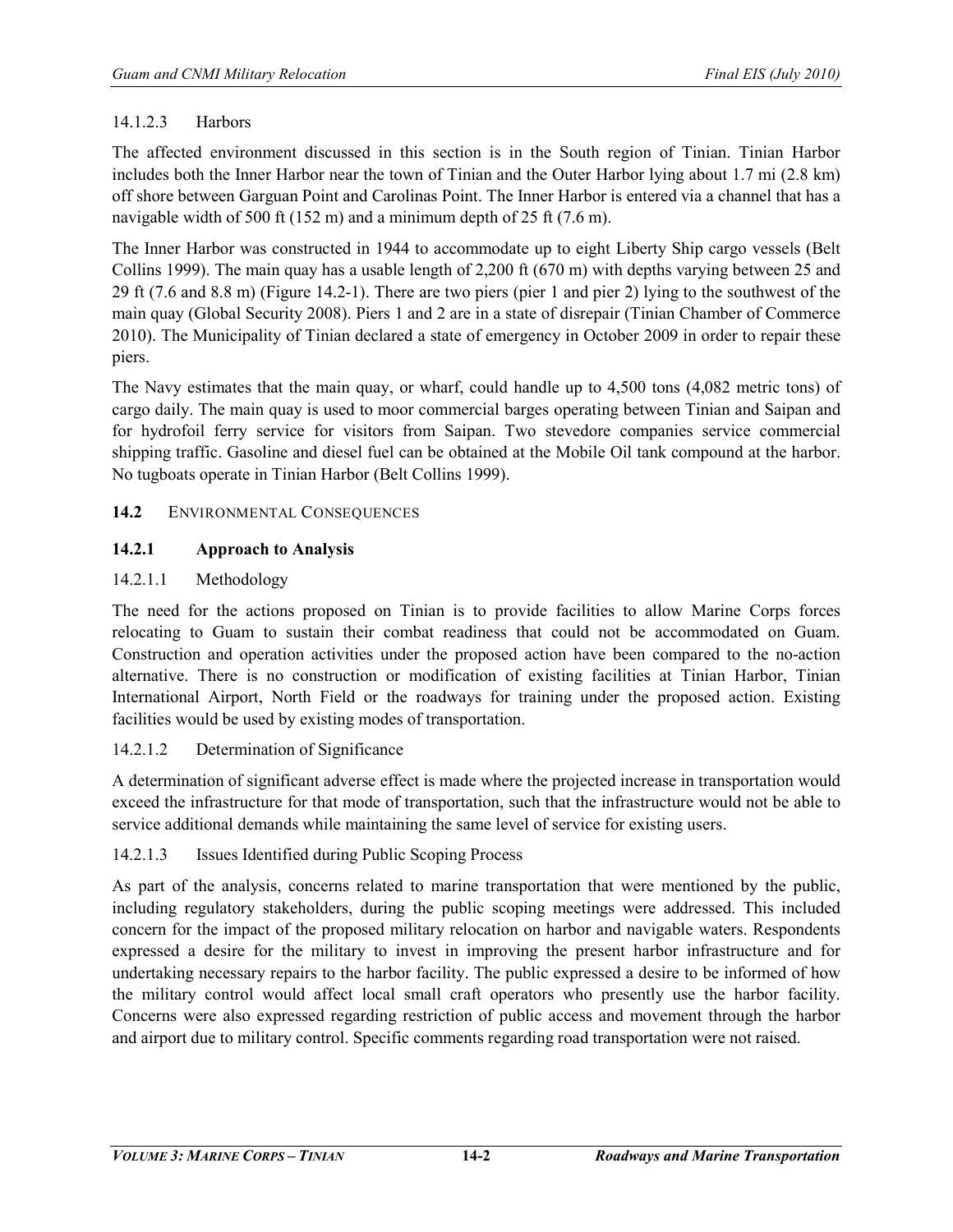#### 14.1.2.3 Harbors

The affected environment discussed in this section is in the South region of Tinian. Tinian Harbor includes both the Inner Harbor near the town of Tinian and the Outer Harbor lying about 1.7 mi (2.8 km) off shore between Garguan Point and Carolinas Point. The Inner Harbor is entered via a channel that has a navigable width of 500 ft (152 m) and a minimum depth of 25 ft (7.6 m).

The Inner Harbor was constructed in 1944 to accommodate up to eight Liberty Ship cargo vessels (Belt Collins 1999). The main quay has a usable length of 2,200 ft (670 m) with depths varying between 25 and 29 ft (7.6 and 8.8 m) (Figure 14.2-1). There are two piers (pier 1 and pier 2) lying to the southwest of the main quay (Global Security 2008). Piers 1 and 2 are in a state of disrepair (Tinian Chamber of Commerce 2010). The Municipality of Tinian declared a state of emergency in October 2009 in order to repair these piers.

The Navy estimates that the main quay, or wharf, could handle up to 4,500 tons (4,082 metric tons) of cargo daily. The main quay is used to moor commercial barges operating between Tinian and Saipan and for hydrofoil ferry service for visitors from Saipan. Two stevedore companies service commercial shipping traffic. Gasoline and diesel fuel can be obtained at the Mobile Oil tank compound at the harbor. No tugboats operate in Tinian Harbor (Belt Collins 1999).

## 14.2 ENVIRONMENTAL CONSEQUENCES

### 14.2.1 Approach to Analysis

#### 14.2.1.1 Methodology

The need for the actions proposed on Tinian is to provide facilities to allow Marine Corps forces relocating to Guam to sustain their combat readiness that could not be accommodated on Guam. Construction and operation activities under the proposed action have been compared to the no-action alternative. There is no construction or modification of existing facilities at Tinian Harbor, Tinian International Airport, North Field or the roadways for training under the proposed action. Existing facilities would be used by existing modes of transportation.

#### 14.2.1.2 Determination of Significance

A determination of significant adverse effect is made where the projected increase in transportation would exceed the infrastructure for that mode of transportation, such that the infrastructure would not be able to service additional demands while maintaining the same level of service for existing users.

#### 14.2.1.3 Issues Identified during Public Scoping Process

As part of the analysis, concerns related to marine transportation that were mentioned by the public, including regulatory stakeholders, during the public scoping meetings were addressed. This included concern for the impact of the proposed military relocation on harbor and navigable waters. Respondents expressed a desire for the military to invest in improving the present harbor infrastructure and for undertaking necessary repairs to the harbor facility. The public expressed a desire to be informed of how the military control would affect local small craft operators who presently use the harbor facility. Concerns were also expressed regarding restriction of public access and movement through the harbor and airport due to military control. Specific comments regarding road transportation were not raised.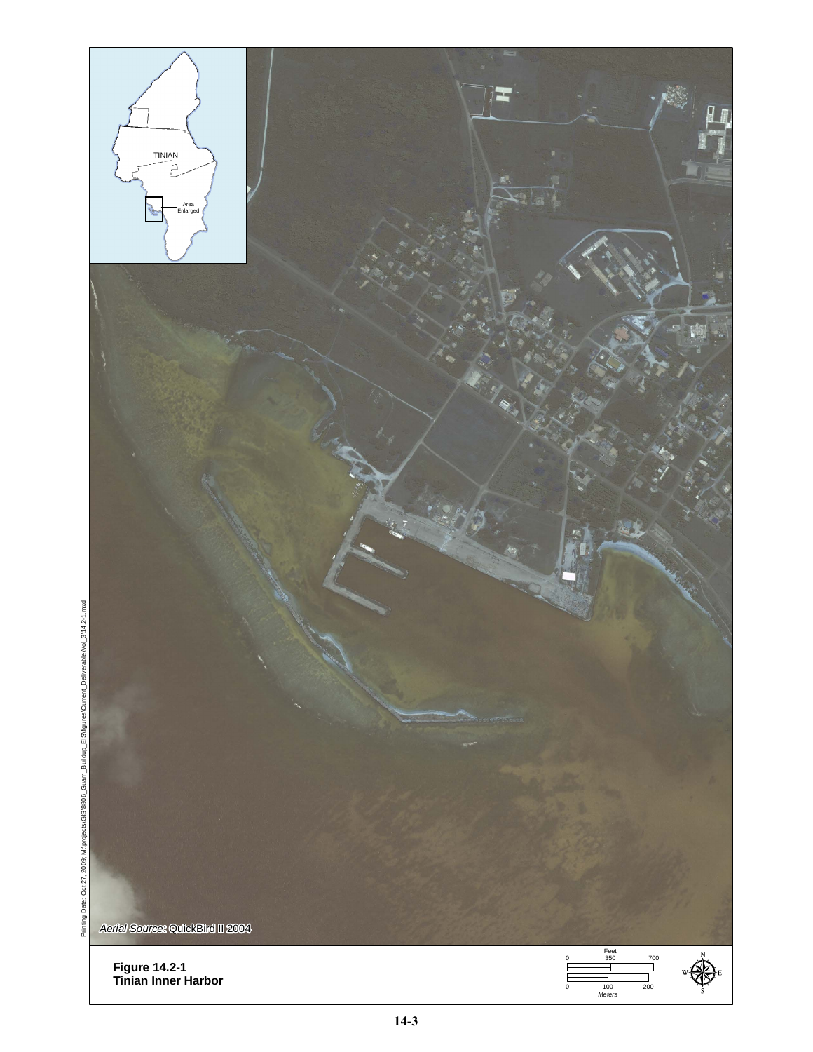Figure 14.2-1
Tinian Inner Harbor

*Aerial Source*: QuickBird II 2004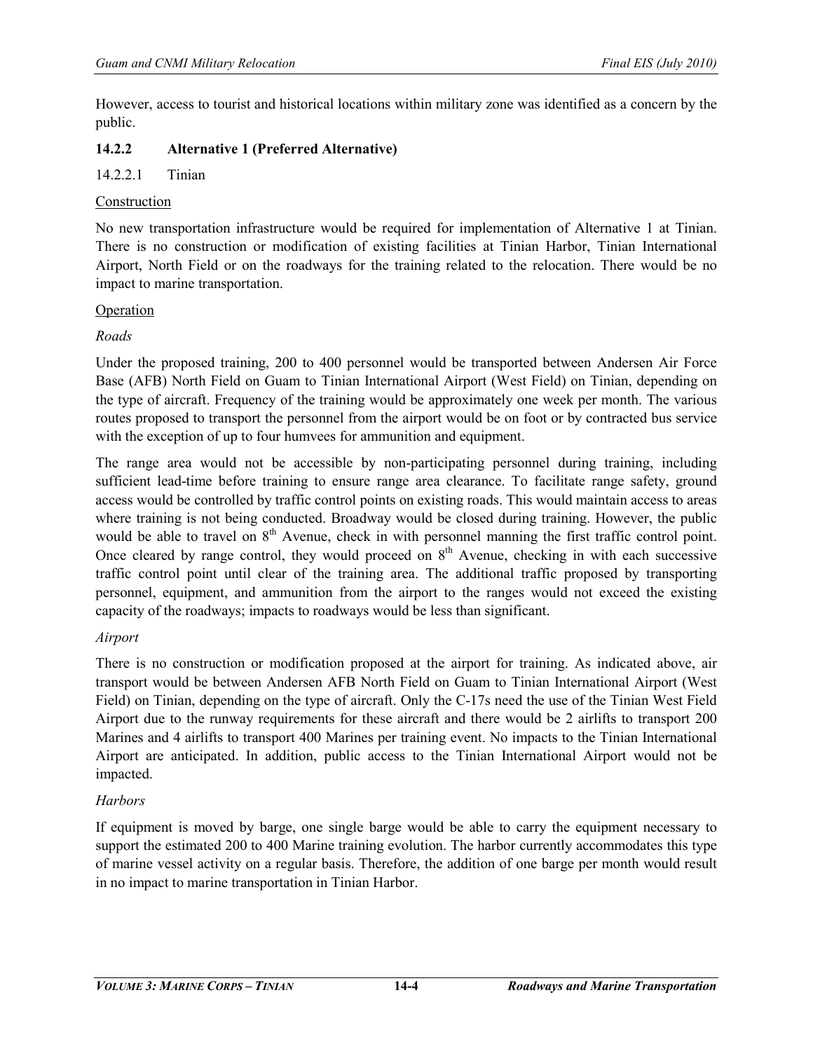However, access to tourist and historical locations within military zone was identified as a concern by the public.

### 14.2.2 Alternative 1 (Preferred Alternative)

#### 14.2.2.1 Tinian

Construction

No new transportation infrastructure would be required for implementation of Alternative 1 at Tinian. There is no construction or modification of existing facilities at Tinian Harbor, Tinian International Airport, North Field or on the roadways for the training related to the relocation. There would be no impact to marine transportation.

Operation

*Roads*

Under the proposed training, 200 to 400 personnel would be transported between Andersen Air Force Base (AFB) North Field on Guam to Tinian International Airport (West Field) on Tinian, depending on the type of aircraft. Frequency of the training would be approximately one week per month. The various routes proposed to transport the personnel from the airport would be on foot or by contracted bus service with the exception of up to four humvees for ammunition and equipment.

The range area would not be accessible by non-participating personnel during training, including sufficient lead-time before training to ensure range area clearance. To facilitate range safety, ground access would be controlled by traffic control points on existing roads. This would maintain access to areas where training is not being conducted. Broadway would be closed during training. However, the public would be able to travel on 8th Avenue, check in with personnel manning the first traffic control point. Once cleared by range control, they would proceed on 8th Avenue, checking in with each successive traffic control point until clear of the training area. The additional traffic proposed by transporting personnel, equipment, and ammunition from the airport to the ranges would not exceed the existing capacity of the roadways; impacts to roadways would be less than significant.

*Airport*

There is no construction or modification proposed at the airport for training. As indicated above, air transport would be between Andersen AFB North Field on Guam to Tinian International Airport (West Field) on Tinian, depending on the type of aircraft. Only the C-17s need the use of the Tinian West Field Airport due to the runway requirements for these aircraft and there would be 2 airlifts to transport 200 Marines and 4 airlifts to transport 400 Marines per training event. No impacts to the Tinian International Airport are anticipated. In addition, public access to the Tinian International Airport would not be impacted.

*Harbors*

If equipment is moved by barge, one single barge would be able to carry the equipment necessary to support the estimated 200 to 400 Marine training evolution. The harbor currently accommodates this type of marine vessel activity on a regular basis. Therefore, the addition of one barge per month would result in no impact to marine transportation in Tinian Harbor.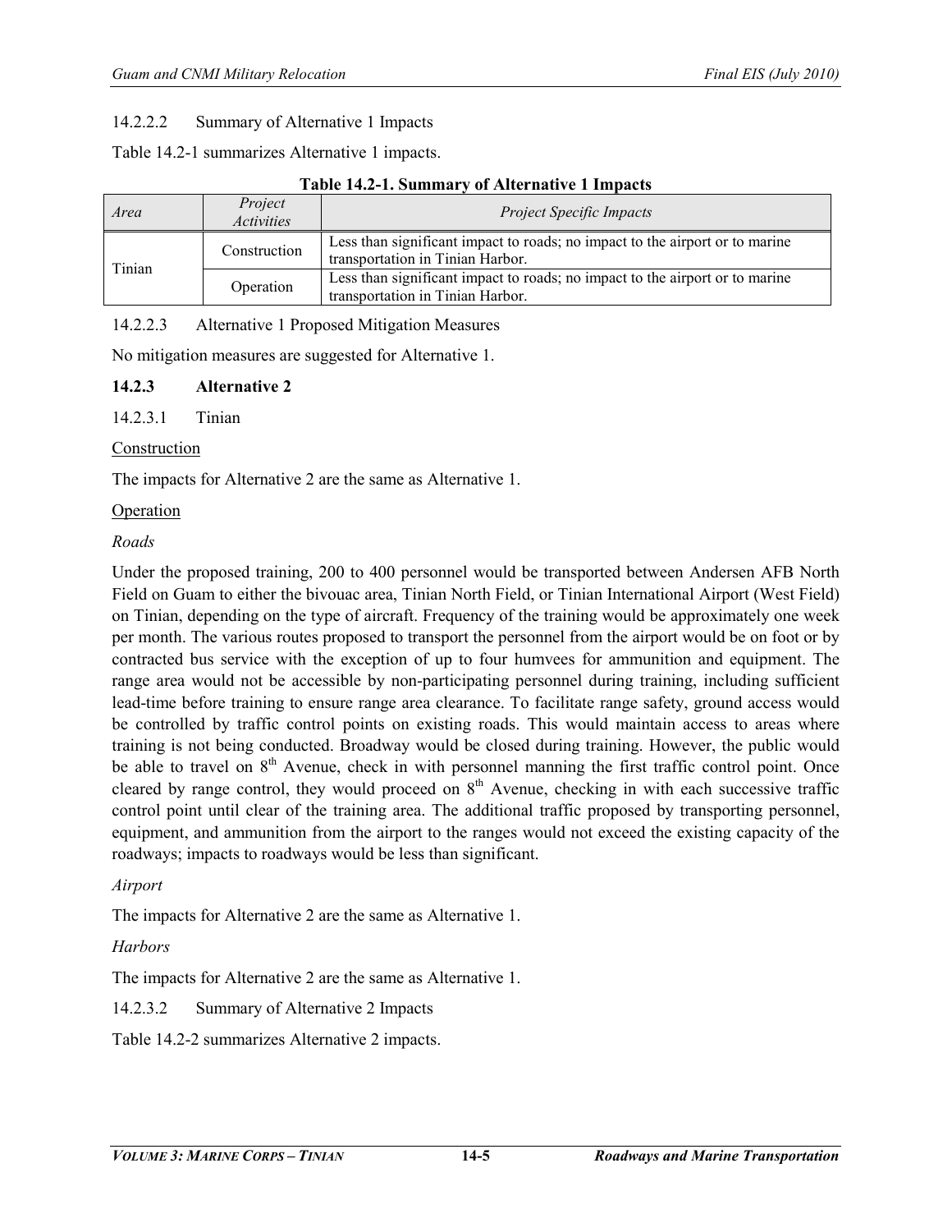14.2.2.2 Summary of Alternative 1 Impacts

Table 14.2-1 summarizes Alternative 1 impacts.

**Table 14.2-1. Summary of Alternative 1 Impacts**

| *Area* | *Project Activities* | *Project Specific Impacts* |
|---|---|---|
| Tinian | Construction | Less than significant impact to roads; no impact to the airport or to marine transportation in Tinian Harbor. |
| | Operation | Less than significant impact to roads; no impact to the airport or to marine transportation in Tinian Harbor. |

14.2.2.3 Alternative 1 Proposed Mitigation Measures

No mitigation measures are suggested for Alternative 1.

### 14.2.3 Alternative 2

14.2.3.1 Tinian

Construction

The impacts for Alternative 2 are the same as Alternative 1.

Operation

*Roads*

Under the proposed training, 200 to 400 personnel would be transported between Andersen AFB North Field on Guam to either the bivouac area, Tinian North Field, or Tinian International Airport (West Field) on Tinian, depending on the type of aircraft. Frequency of the training would be approximately one week per month. The various routes proposed to transport the personnel from the airport would be on foot or by contracted bus service with the exception of up to four humvees for ammunition and equipment. The range area would not be accessible by non-participating personnel during training, including sufficient lead-time before training to ensure range area clearance. To facilitate range safety, ground access would be controlled by traffic control points on existing roads. This would maintain access to areas where training is not being conducted. Broadway would be closed during training. However, the public would be able to travel on 8th Avenue, check in with personnel manning the first traffic control point. Once cleared by range control, they would proceed on 8th Avenue, checking in with each successive traffic control point until clear of the training area. The additional traffic proposed by transporting personnel, equipment, and ammunition from the airport to the ranges would not exceed the existing capacity of the roadways; impacts to roadways would be less than significant.

*Airport*

The impacts for Alternative 2 are the same as Alternative 1.

*Harbors*

The impacts for Alternative 2 are the same as Alternative 1.

14.2.3.2 Summary of Alternative 2 Impacts

Table 14.2-2 summarizes Alternative 2 impacts.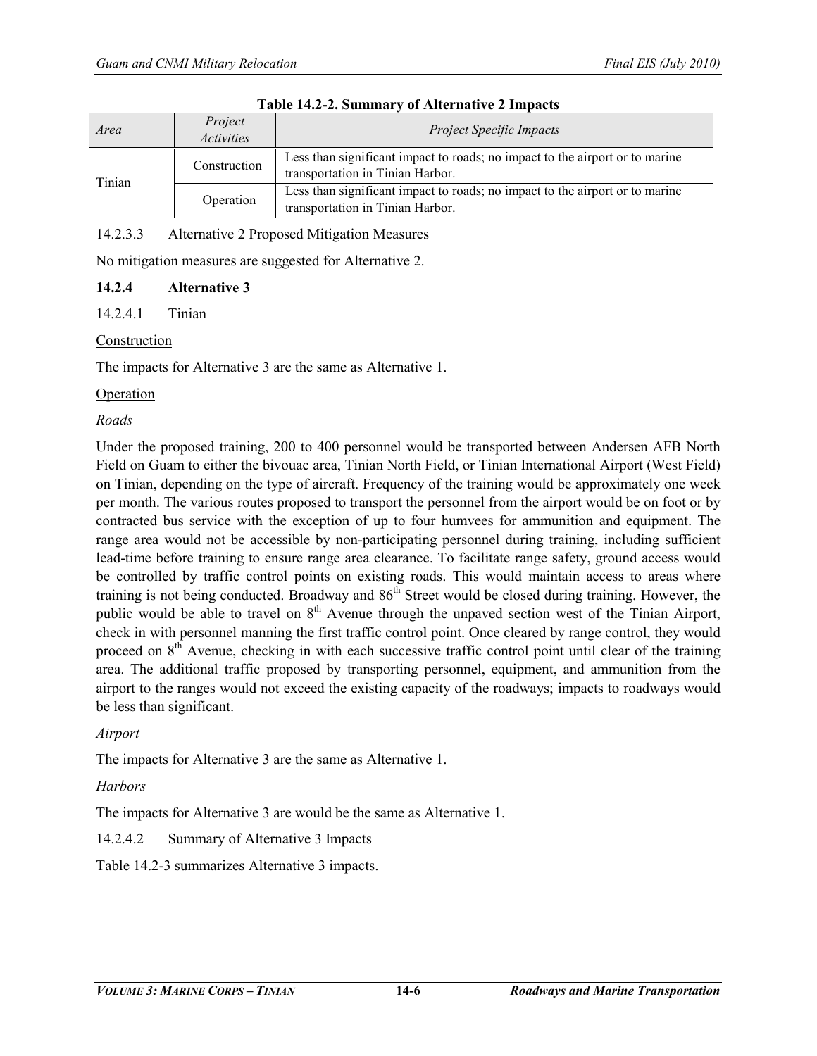**Table 14.2-2. Summary of Alternative 2 Impacts**

| *Area* | *Project Activities* | *Project Specific Impacts* |
|---|---|---|
| Tinian | Construction | Less than significant impact to roads; no impact to the airport or to marine transportation in Tinian Harbor. |
| | Operation | Less than significant impact to roads; no impact to the airport or to marine transportation in Tinian Harbor. |

14.2.3.3 Alternative 2 Proposed Mitigation Measures

No mitigation measures are suggested for Alternative 2.

### 14.2.4 Alternative 3

14.2.4.1 Tinian

Construction

The impacts for Alternative 3 are the same as Alternative 1.

Operation

*Roads*

Under the proposed training, 200 to 400 personnel would be transported between Andersen AFB North Field on Guam to either the bivouac area, Tinian North Field, or Tinian International Airport (West Field) on Tinian, depending on the type of aircraft. Frequency of the training would be approximately one week per month. The various routes proposed to transport the personnel from the airport would be on foot or by contracted bus service with the exception of up to four humvees for ammunition and equipment. The range area would not be accessible by non-participating personnel during training, including sufficient lead-time before training to ensure range area clearance. To facilitate range safety, ground access would be controlled by traffic control points on existing roads. This would maintain access to areas where training is not being conducted. Broadway and 86th Street would be closed during training. However, the public would be able to travel on 8th Avenue through the unpaved section west of the Tinian Airport, check in with personnel manning the first traffic control point. Once cleared by range control, they would proceed on 8th Avenue, checking in with each successive traffic control point until clear of the training area. The additional traffic proposed by transporting personnel, equipment, and ammunition from the airport to the ranges would not exceed the existing capacity of the roadways; impacts to roadways would be less than significant.

*Airport*

The impacts for Alternative 3 are the same as Alternative 1.

*Harbors*

The impacts for Alternative 3 are would be the same as Alternative 1.

14.2.4.2 Summary of Alternative 3 Impacts

Table 14.2-3 summarizes Alternative 3 impacts.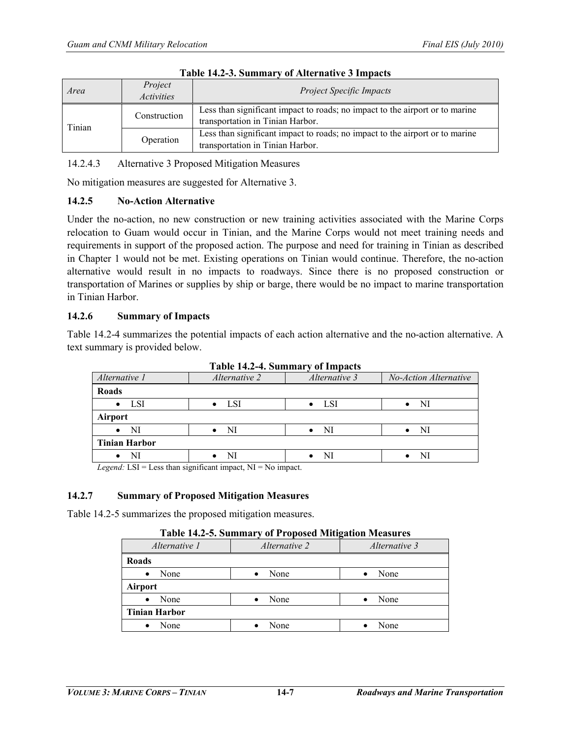**Table 14.2-3. Summary of Alternative 3 Impacts**

| *Area* | *Project Activities* | *Project Specific Impacts* |
|---|---|---|
| Tinian | Construction | Less than significant impact to roads; no impact to the airport or to marine transportation in Tinian Harbor. |
| | Operation | Less than significant impact to roads; no impact to the airport or to marine transportation in Tinian Harbor. |

14.2.4.3 Alternative 3 Proposed Mitigation Measures

No mitigation measures are suggested for Alternative 3.

### 14.2.5 No-Action Alternative

Under the no-action, no new construction or new training activities associated with the Marine Corps relocation to Guam would occur in Tinian, and the Marine Corps would not meet training needs and requirements in support of the proposed action. The purpose and need for training in Tinian as described in Chapter 1 would not be met. Existing operations on Tinian would continue. Therefore, the no-action alternative would result in no impacts to roadways. Since there is no proposed construction or transportation of Marines or supplies by ship or barge, there would be no impact to marine transportation in Tinian Harbor.

### 14.2.6 Summary of Impacts

Table 14.2-4 summarizes the potential impacts of each action alternative and the no-action alternative. A text summary is provided below.

**Table 14.2-4. Summary of Impacts**

| *Alternative 1* | *Alternative 2* | *Alternative 3* | *No-Action Alternative* |
|---|---|---|---|
| **Roads** | | | |
| • LSI | • LSI | • LSI | • NI |
| **Airport** | | | |
| • NI | • NI | • NI | • NI |
| **Tinian Harbor** | | | |
| • NI | • NI | • NI | • NI |

*Legend:* LSI = Less than significant impact, NI = No impact.

### 14.2.7 Summary of Proposed Mitigation Measures

Table 14.2-5 summarizes the proposed mitigation measures.

**Table 14.2-5. Summary of Proposed Mitigation Measures**

| *Alternative 1* | *Alternative 2* | *Alternative 3* |
|---|---|---|
| **Roads** | | |
| • None | • None | • None |
| **Airport** | | |
| • None | • None | • None |
| **Tinian Harbor** | | |
| • None | • None | • None |